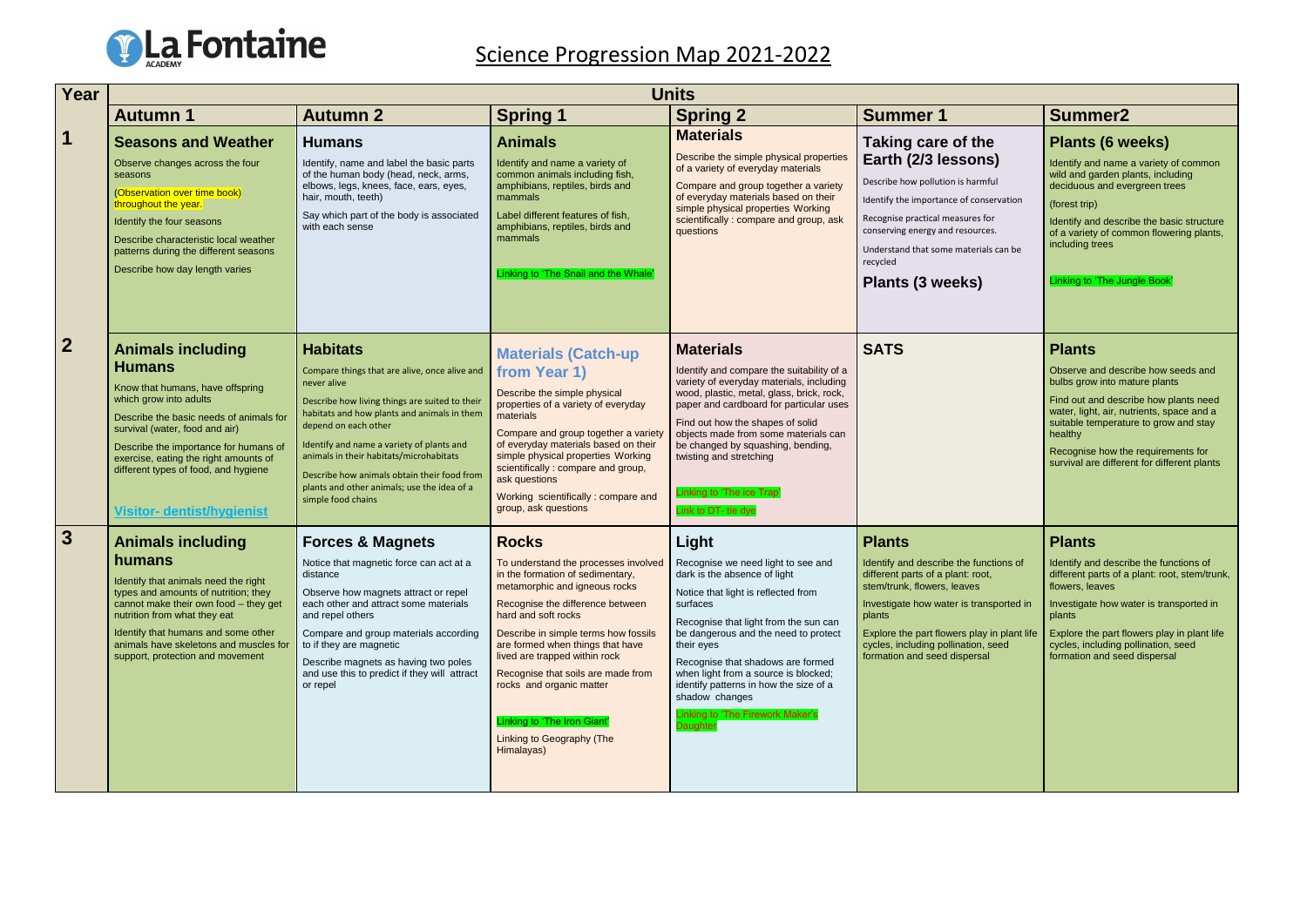# Science Progression Map 2021-2022

| Year | Autumn 1 | Autumn 2 | Spring 1 | Spring 2 | Summer 1 | Summer2 |
|---|---|---|---|---|---|---|
| **1** | **Seasons and Weather**<br>Observe changes across the four seasons<br>(Observation over time book) throughout the year.<br>Identify the four seasons<br>Describe characteristic local weather patterns during the different seasons<br>Describe how day length varies | **Humans**<br>Identify, name and label the basic parts of the human body (head, neck, arms, elbows, legs, knees, face, ears, eyes, hair, mouth, teeth)<br>Say which part of the body is associated with each sense | **Animals**<br>Identify and name a variety of common animals including fish, amphibians, reptiles, birds and mammals<br>Label different features of fish, amphibians, reptiles, birds and mammals<br>Linking to 'The Snail and the Whale' | **Materials**<br>Describe the simple physical properties of a variety of everyday materials<br>Compare and group together a variety of everyday materials based on their simple physical properties Working scientifically : compare and group, ask questions | **Taking care of the Earth (2/3 lessons)**<br>Describe how pollution is harmful<br>Identify the importance of conservation<br>Recognise practical measures for conserving energy and resources.<br>Understand that some materials can be recycled<br>**Plants (3 weeks)** | **Plants (6 weeks)**<br>Identify and name a variety of common wild and garden plants, including deciduous and evergreen trees<br>(forest trip)<br>Identify and describe the basic structure of a variety of common flowering plants, including trees<br>Linking to 'The Jungle Book' |
| **2** | **Animals including Humans**<br>Know that humans, have offspring which grow into adults<br>Describe the basic needs of animals for survival (water, food and air)<br>Describe the importance for humans of exercise, eating the right amounts of different types of food, and hygiene<br>Visitor- dentist/hygienist | **Habitats**<br>Compare things that are alive, once alive and never alive<br>Describe how living things are suited to their habitats and how plants and animals in them depend on each other<br>Identify and name a variety of plants and animals in their habitats/microhabitats<br>Describe how animals obtain their food from plants and other animals; use the idea of a simple food chains | **Materials (Catch-up from Year 1)**<br>Describe the simple physical properties of a variety of everyday materials<br>Compare and group together a variety of everyday materials based on their simple physical properties Working scientifically : compare and group, ask questions<br>Working scientifically : compare and group, ask questions | **Materials**<br>Identify and compare the suitability of a variety of everyday materials, including wood, plastic, metal, glass, brick, rock, paper and cardboard for particular uses<br>Find out how the shapes of solid objects made from some materials can be changed by squashing, bending, twisting and stretching<br>Linking to 'The Ice Trap'<br>Link to DT- tie dye | **SATS** | **Plants**<br>Observe and describe how seeds and bulbs grow into mature plants<br>Find out and describe how plants need water, light, air, nutrients, space and a suitable temperature to grow and stay healthy<br>Recognise how the requirements for survival are different for different plants |
| **3** | **Animals including humans**<br>Identify that animals need the right types and amounts of nutrition; they cannot make their own food – they get nutrition from what they eat<br>Identify that humans and some other animals have skeletons and muscles for support, protection and movement | **Forces & Magnets**<br>Notice that magnetic force can act at a distance<br>Observe how magnets attract or repel each other and attract some materials and repel others<br>Compare and group materials according to if they are magnetic<br>Describe magnets as having two poles and use this to predict if they will attract or repel | **Rocks**<br>To understand the processes involved in the formation of sedimentary, metamorphic and igneous rocks<br>Recognise the difference between hard and soft rocks<br>Describe in simple terms how fossils are formed when things that have lived are trapped within rock<br>Recognise that soils are made from rocks and organic matter<br>Linking to 'The Iron Giant'<br>Linking to Geography (The Himalayas) | **Light**<br>Recognise we need light to see and dark is the absence of light<br>Notice that light is reflected from surfaces<br>Recognise that light from the sun can be dangerous and the need to protect their eyes<br>Recognise that shadows are formed when light from a source is blocked; identify patterns in how the size of a shadow changes<br>Linking to 'The Firework Maker's Daughter' | **Plants**<br>Identify and describe the functions of different parts of a plant: root, stem/trunk, flowers, leaves<br>Investigate how water is transported in plants<br>Explore the part flowers play in plant life cycles, including pollination, seed formation and seed dispersal | **Plants**<br>Identify and describe the functions of different parts of a plant: root, stem/trunk, flowers, leaves<br>Investigate how water is transported in plants<br>Explore the part flowers play in plant life cycles, including pollination, seed formation and seed dispersal |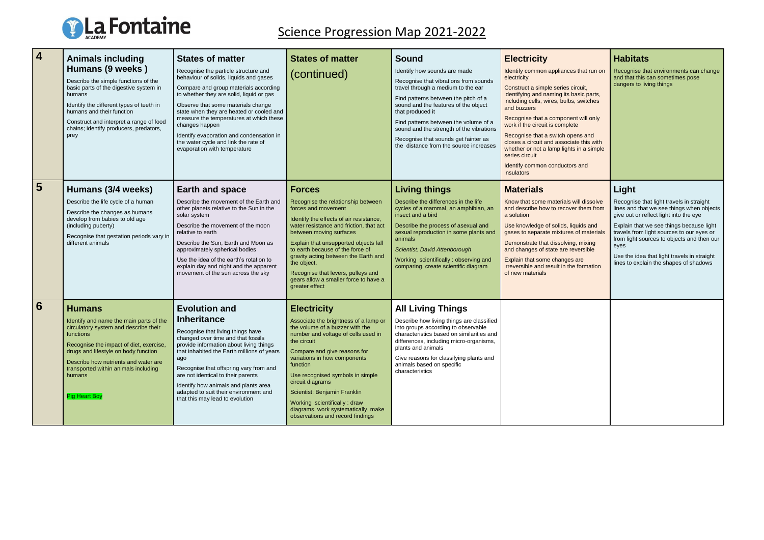# Science Progression Map 2021-2022

| | | | | | | |
|---|---|---|---|---|---|---|
| **4** | **Animals including Humans (9 weeks )**<br>Describe the simple functions of the basic parts of the digestive system in humans<br>Identify the different types of teeth in humans and their function<br>Construct and interpret a range of food chains; identify producers, predators, prey | **States of matter**<br>Recognise the particle structure and behaviour of solids, liquids and gases<br>Compare and group materials according to whether they are solid, liquid or gas<br>Observe that some materials change state when they are heated or cooled and measure the temperatures at which these changes happen<br>Identify evaporation and condensation in the water cycle and link the rate of evaporation with temperature | **States of matter**<br>(continued) | **Sound**<br>Identify how sounds are made<br>Recognise that vibrations from sounds travel through a medium to the ear<br>Find patterns between the pitch of a sound and the features of the object that produced it<br>Find patterns between the volume of a sound and the strength of the vibrations<br>Recognise that sounds get fainter as the distance from the source increases | **Electricity**<br>Identify common appliances that run on electricity<br>Construct a simple series circuit, identifying and naming its basic parts, including cells, wires, bulbs, switches and buzzers<br>Recognise that a component will only work if the circuit is complete<br>Recognise that a switch opens and closes a circuit and associate this with whether or not a lamp lights in a simple series circuit<br>Identify common conductors and insulators | **Habitats**<br>Recognise that environments can change and that this can sometimes pose dangers to living things |
| **5** | **Humans (3/4 weeks)**<br>Describe the life cycle of a human<br>Describe the changes as humans develop from babies to old age (including puberty)<br>Recognise that gestation periods vary in different animals | **Earth and space**<br>Describe the movement of the Earth and other planets relative to the Sun in the solar system<br>Describe the movement of the moon relative to earth<br>Describe the Sun, Earth and Moon as approximately spherical bodies<br>Use the idea of the earth's rotation to explain day and night and the apparent movement of the sun across the sky | **Forces**<br>Recognise the relationship between forces and movement<br>Identify the effects of air resistance, water resistance and friction, that act between moving surfaces<br>Explain that unsupported objects fall to earth because of the force of gravity acting between the Earth and the object.<br>Recognise that levers, pulleys and gears allow a smaller force to have a greater effect | **Living things**<br>Describe the differences in the life cycles of a mammal, an amphibian, an insect and a bird<br>Describe the process of asexual and sexual reproduction in some plants and animals<br>*Scientist: David Attenborough*<br>Working scientifically : observing and comparing, create scientific diagram | **Materials**<br>Know that some materials will dissolve and describe how to recover them from a solution<br>Use knowledge of solids, liquids and gases to separate mixtures of materials<br>Demonstrate that dissolving, mixing and changes of state are reversible<br>Explain that some changes are irreversible and result in the formation of new materials | **Light**<br>Recognise that light travels in straight lines and that we see things when objects give out or reflect light into the eye<br>Explain that we see things because light travels from light sources to our eyes or from light sources to objects and then our eyes<br>Use the idea that light travels in straight lines to explain the shapes of shadows |
| **6** | **Humans**<br>Identify and name the main parts of the circulatory system and describe their functions<br>Recognise the impact of diet, exercise, drugs and lifestyle on body function<br>Describe how nutrients and water are transported within animals including humans<br>Pig Heart Boy | **Evolution and Inheritance**<br>Recognise that living things have changed over time and that fossils provide information about living things that inhabited the Earth millions of years ago<br>Recognise that offspring vary from and are not identical to their parents<br>Identify how animals and plants area adapted to suit their environment and that this may lead to evolution | **Electricity**<br>Associate the brightness of a lamp or the volume of a buzzer with the number and voltage of cells used in the circuit<br>Compare and give reasons for variations in how components function<br>Use recognised symbols in simple circuit diagrams<br>Scientist: Benjamin Franklin<br>Working scientifically : draw diagrams, work systematically, make observations and record findings | **All Living Things**<br>Describe how living things are classified into groups according to observable characteristics based on similarities and differences, including micro-organisms, plants and animals<br>Give reasons for classifying plants and animals based on specific characteristics | | |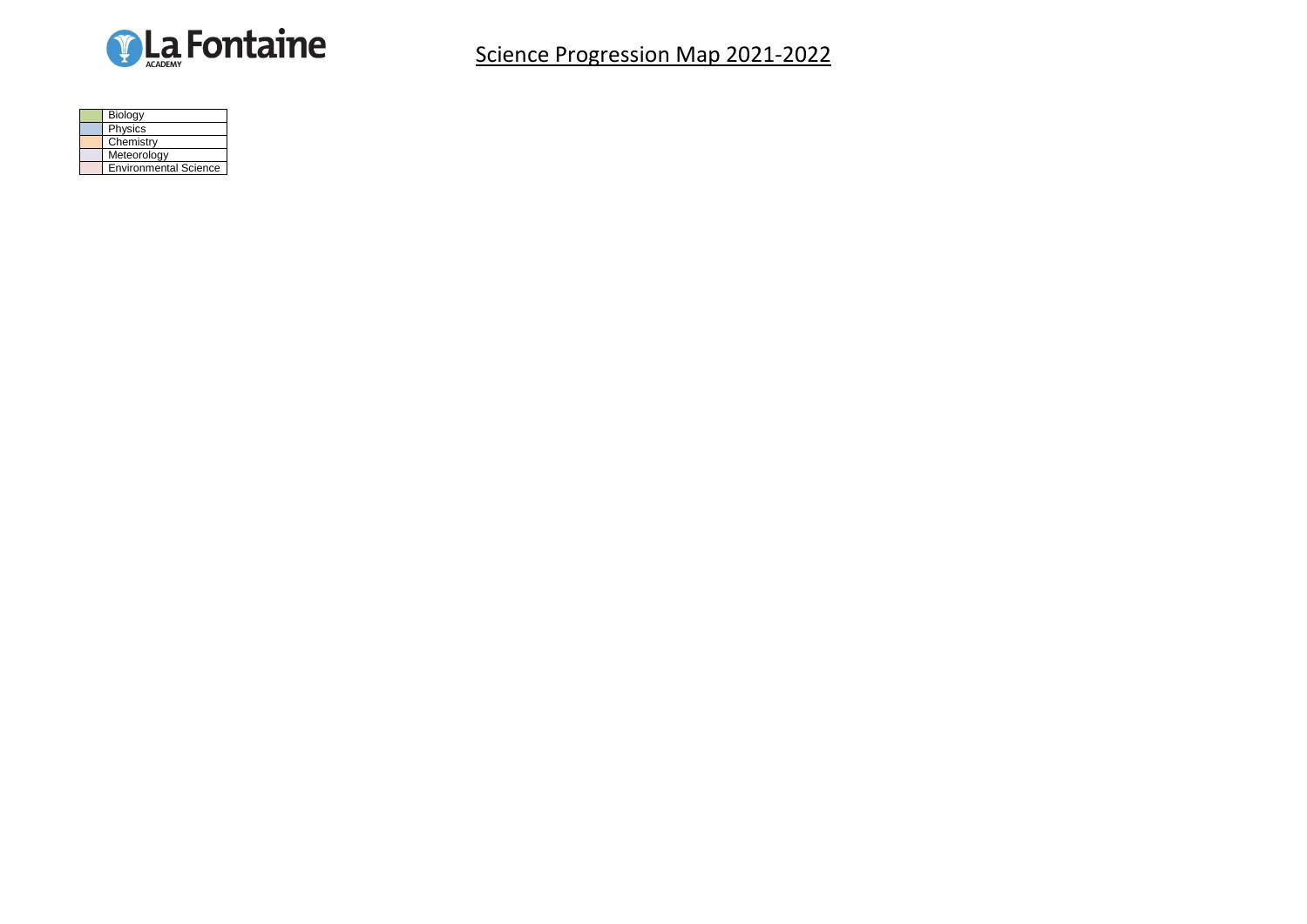# Science Progression Map 2021-2022

| | |
|---|---|
| | Biology |
| | Physics |
| | Chemistry |
| | Meteorology |
| | Environmental Science |